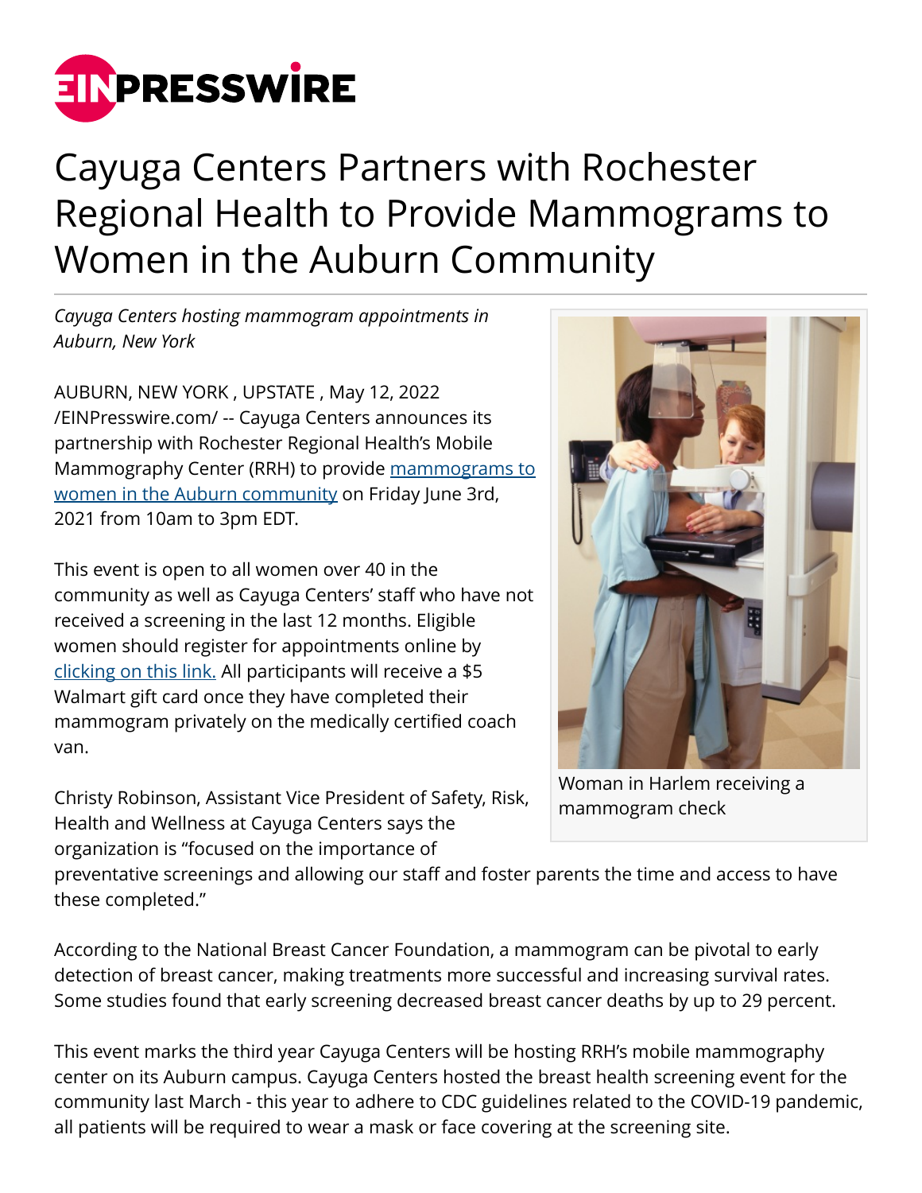# Cayuga Centers Partners with Rochester Regional Health to Provide Mammograms to Women in the Auburn Community

*Cayuga Centers hosting mammogram appointments in Auburn, New York*

AUBURN, NEW YORK , UPSTATE , May 12, 2022 /EINPresswire.com/ -- Cayuga Centers announces its partnership with Rochester Regional Health's Mobile Mammography Center (RRH) to provide [mammograms to women in the Auburn community]() on Friday June 3rd, 2021 from 10am to 3pm EDT.

This event is open to all women over 40 in the community as well as Cayuga Centers' staff who have not received a screening in the last 12 months. Eligible women should register for appointments online by [clicking on this link.]() All participants will receive a $5 Walmart gift card once they have completed their mammogram privately on the medically certified coach van.

Woman in Harlem receiving a mammogram check

Christy Robinson, Assistant Vice President of Safety, Risk, Health and Wellness at Cayuga Centers says the organization is "focused on the importance of preventative screenings and allowing our staff and foster parents the time and access to have these completed."

According to the National Breast Cancer Foundation, a mammogram can be pivotal to early detection of breast cancer, making treatments more successful and increasing survival rates. Some studies found that early screening decreased breast cancer deaths by up to 29 percent.

This event marks the third year Cayuga Centers will be hosting RRH's mobile mammography center on its Auburn campus. Cayuga Centers hosted the breast health screening event for the community last March - this year to adhere to CDC guidelines related to the COVID-19 pandemic, all patients will be required to wear a mask or face covering at the screening site.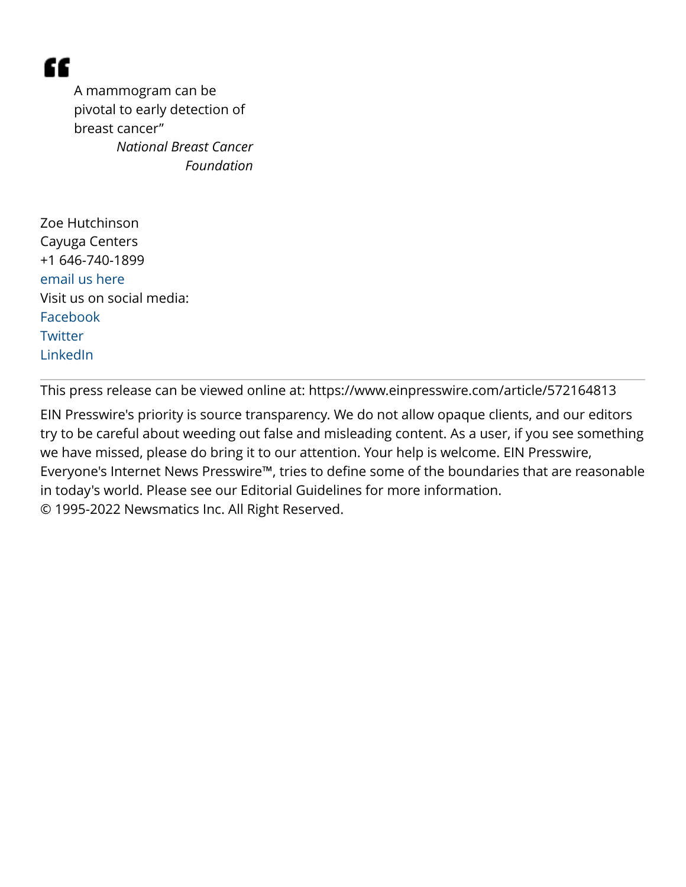> A mammogram can be pivotal to early detection of breast cancer”
>
> *National Breast Cancer Foundation*

Zoe Hutchinson
Cayuga Centers
+1 646-740-1899
email us here
Visit us on social media:
Facebook
Twitter
LinkedIn

---

This press release can be viewed online at: https://www.einpresswire.com/article/572164813

EIN Presswire's priority is source transparency. We do not allow opaque clients, and our editors try to be careful about weeding out false and misleading content. As a user, if you see something we have missed, please do bring it to our attention. Your help is welcome. EIN Presswire, Everyone's Internet News Presswire™, tries to define some of the boundaries that are reasonable in today's world. Please see our Editorial Guidelines for more information.
© 1995-2022 Newsmatics Inc. All Right Reserved.